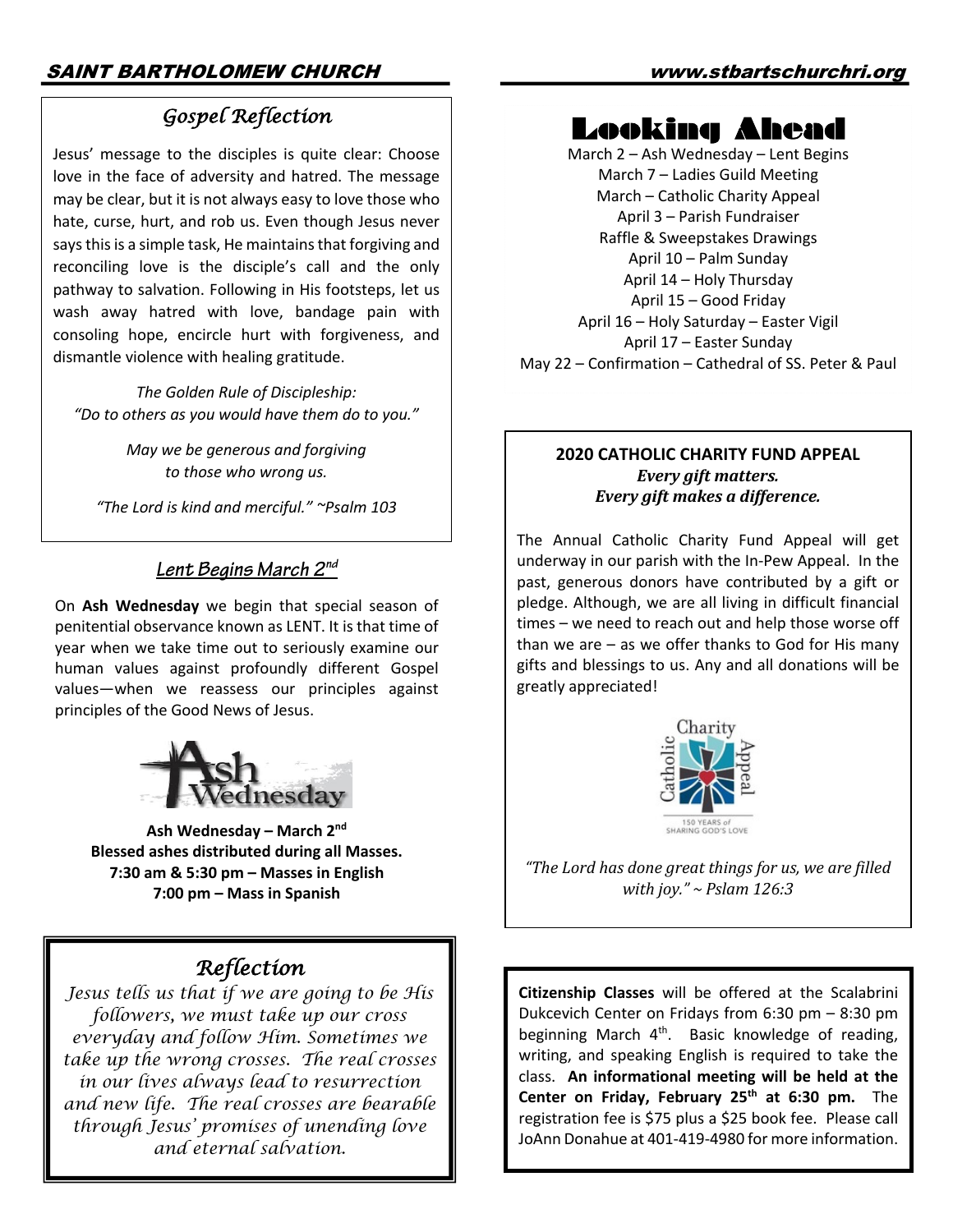## Gospel Reflection

Jesus' message to the disciples is quite clear: Choose love in the face of adversity and hatred. The message may be clear, but it is not always easy to love those who hate, curse, hurt, and rob us. Even though Jesus never says this is a simple task, He maintains that forgiving and reconciling love is the disciple's call and the only pathway to salvation. Following in His footsteps, let us wash away hatred with love, bandage pain with consoling hope, encircle hurt with forgiveness, and dismantle violence with healing gratitude.

*The Golden Rule of Discipleship:*
*"Do to others as you would have them do to you."*

*May we be generous and forgiving to those who wrong us.*

*"The Lord is kind and merciful." ~Psalm 103*

## Lent Begins March 2nd

On **Ash Wednesday** we begin that special season of penitential observance known as LENT. It is that time of year when we take time out to seriously examine our human values against profoundly different Gospel values—when we reassess our principles against principles of the Good News of Jesus.

**Ash Wednesday – March 2nd**
**Blessed ashes distributed during all Masses.**
**7:30 am & 5:30 pm – Masses in English**
**7:00 pm – Mass in Spanish**

## Reflection

*Jesus tells us that if we are going to be His followers, we must take up our cross everyday and follow Him. Sometimes we take up the wrong crosses. The real crosses in our lives always lead to resurrection and new life. The real crosses are bearable through Jesus' promises of unending love and eternal salvation.*

## Looking Ahead

March 2 – Ash Wednesday – Lent Begins
March 7 – Ladies Guild Meeting
March – Catholic Charity Appeal
April 3 – Parish Fundraiser
Raffle & Sweepstakes Drawings
April 10 – Palm Sunday
April 14 – Holy Thursday
April 15 – Good Friday
April 16 – Holy Saturday – Easter Vigil
April 17 – Easter Sunday
May 22 – Confirmation – Cathedral of SS. Peter & Paul

**2020 CATHOLIC CHARITY FUND APPEAL**
***Every gift matters.***
***Every gift makes a difference.***

The Annual Catholic Charity Fund Appeal will get underway in our parish with the In-Pew Appeal. In the past, generous donors have contributed by a gift or pledge. Although, we are all living in difficult financial times – we need to reach out and help those worse off than we are – as we offer thanks to God for His many gifts and blessings to us. Any and all donations will be greatly appreciated!

*"The Lord has done great things for us, we are filled with joy." ~ Pslam 126:3*

**Citizenship Classes** will be offered at the Scalabrini Dukcevich Center on Fridays from 6:30 pm – 8:30 pm beginning March 4th. Basic knowledge of reading, writing, and speaking English is required to take the class. **An informational meeting will be held at the Center on Friday, February 25th at 6:30 pm.** The registration fee is $75 plus a $25 book fee. Please call JoAnn Donahue at 401-419-4980 for more information.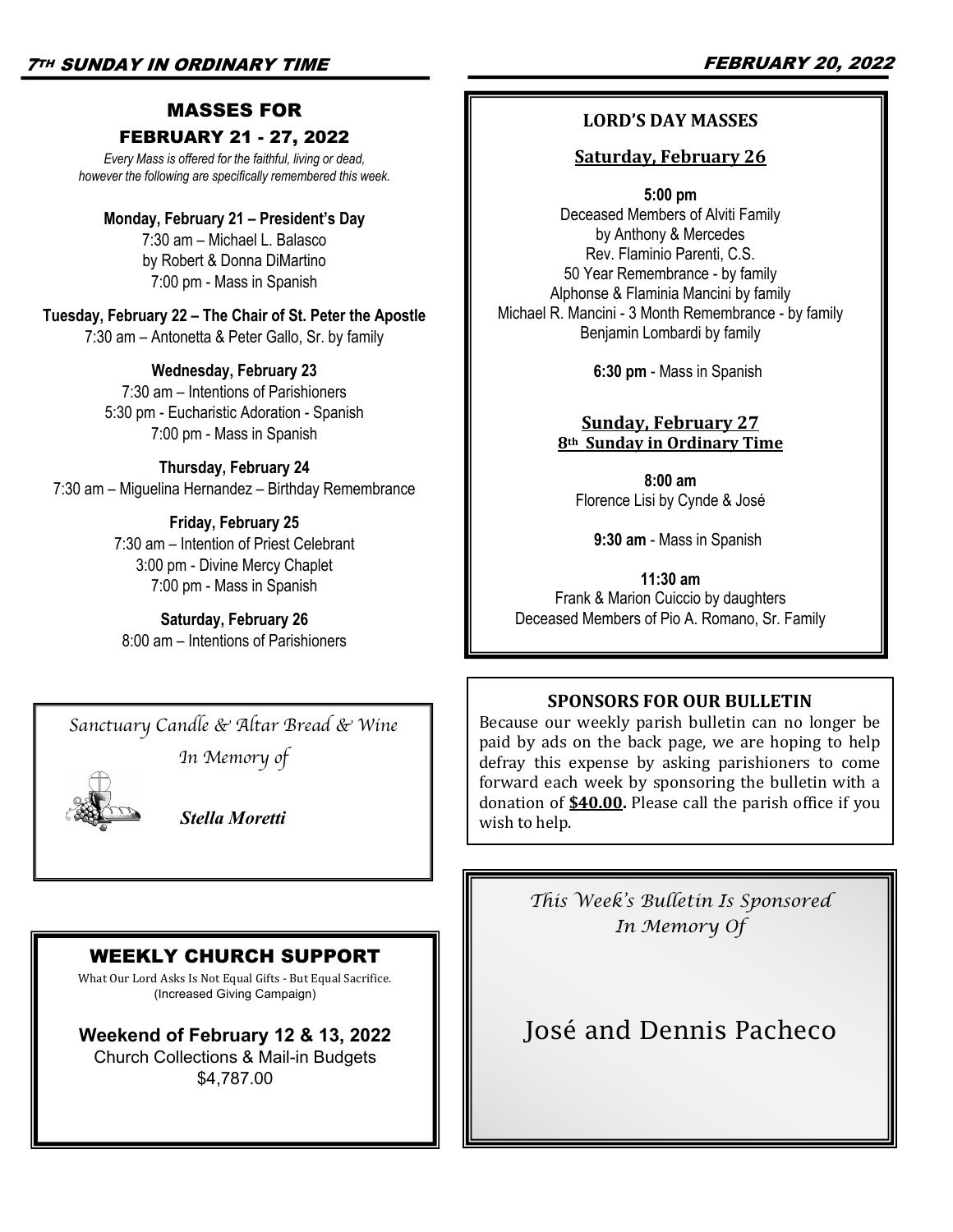## MASSES FOR
## FEBRUARY 21 - 27, 2022

*Every Mass is offered for the faithful, living or dead, however the following are specifically remembered this week.*

**Monday, February 21 – President's Day**
7:30 am – Michael L. Balasco
by Robert & Donna DiMartino
7:00 pm - Mass in Spanish

**Tuesday, February 22 – The Chair of St. Peter the Apostle**
7:30 am – Antonetta & Peter Gallo, Sr. by family

**Wednesday, February 23**
7:30 am – Intentions of Parishioners
5:30 pm - Eucharistic Adoration - Spanish
7:00 pm - Mass in Spanish

**Thursday, February 24**
7:30 am – Miguelina Hernandez – Birthday Remembrance

**Friday, February 25**
7:30 am – Intention of Priest Celebrant
3:00 pm - Divine Mercy Chaplet
7:00 pm - Mass in Spanish

**Saturday, February 26**
8:00 am – Intentions of Parishioners

*Sanctuary Candle & Altar Bread & Wine*
*In Memory of*

***Stella Moretti***

## WEEKLY CHURCH SUPPORT

What Our Lord Asks Is Not Equal Gifts - But Equal Sacrifice.
(Increased Giving Campaign)

**Weekend of February 12 & 13, 2022**
Church Collections & Mail-in Budgets
$4,787.00

## LORD'S DAY MASSES

**Saturday, February 26**

**5:00 pm**
Deceased Members of Alviti Family
by Anthony & Mercedes
Rev. Flaminio Parenti, C.S.
50 Year Remembrance - by family
Alphonse & Flaminia Mancini by family
Michael R. Mancini - 3 Month Remembrance - by family
Benjamin Lombardi by family

**6:30 pm** - Mass in Spanish

**Sunday, February 27**
**8th Sunday in Ordinary Time**

**8:00 am**
Florence Lisi by Cynde & José

**9:30 am** - Mass in Spanish

**11:30 am**
Frank & Marion Cuiccio by daughters
Deceased Members of Pio A. Romano, Sr. Family

## SPONSORS FOR OUR BULLETIN

Because our weekly parish bulletin can no longer be paid by ads on the back page, we are hoping to help defray this expense by asking parishioners to come forward each week by sponsoring the bulletin with a donation of **$40.00.** Please call the parish office if you wish to help.

*This Week's Bulletin Is Sponsored*
*In Memory Of*

José and Dennis Pacheco